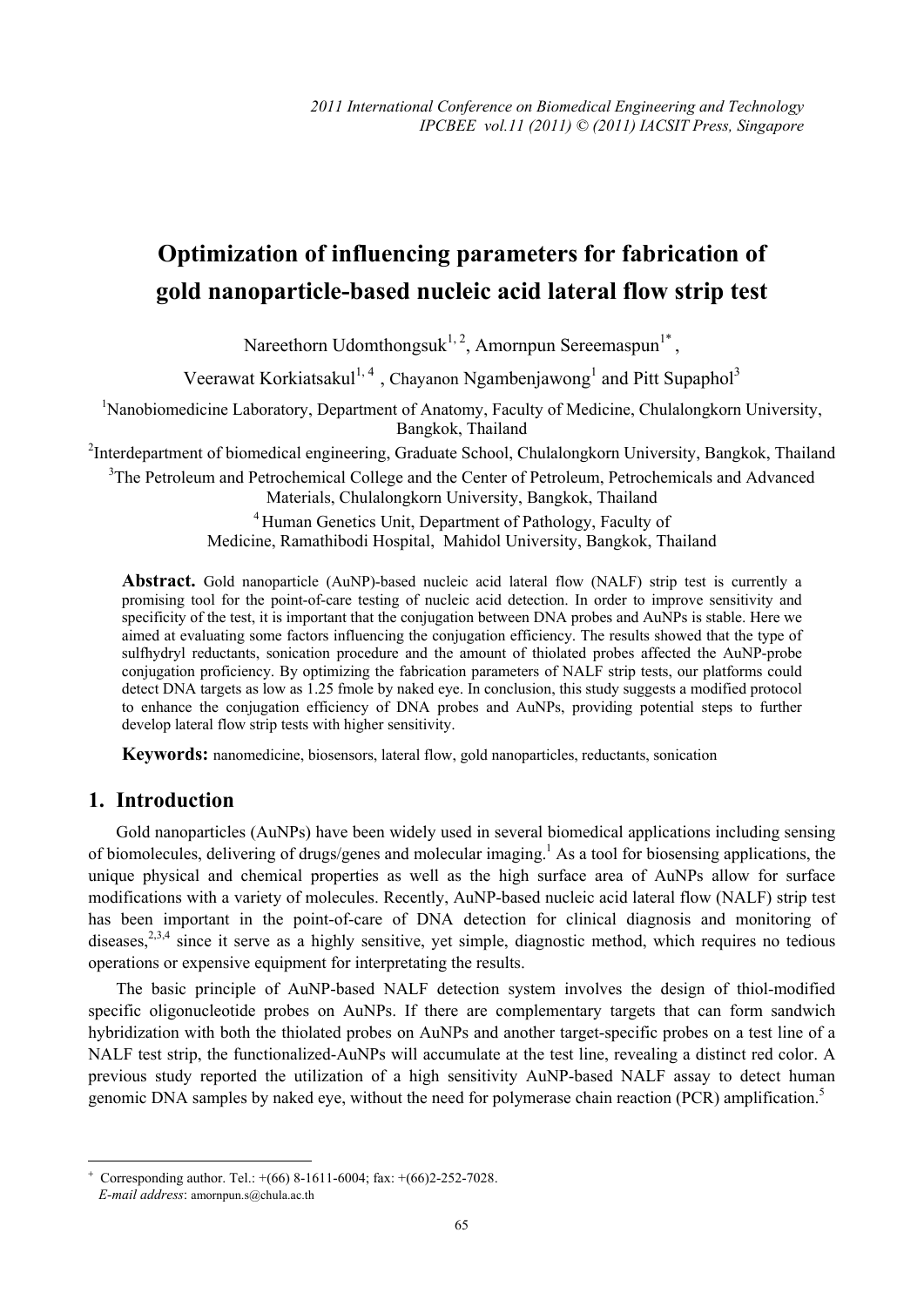# Optimization of influencing parameters for fabrication of gold nanoparticle-based nucleic acid lateral flow strip test

Nareethorn Udomthongsuk[1, 2], Amornpun Sereemaspun[1*], Veerawat Korkiatsakul[1, 4], Chayanon Ngambenjawong[1] and Pitt Supaphol[3]

[1]Nanobiomedicine Laboratory, Department of Anatomy, Faculty of Medicine, Chulalongkorn University, Bangkok, Thailand

[2]Interdepartment of biomedical engineering, Graduate School, Chulalongkorn University, Bangkok, Thailand

[3]The Petroleum and Petrochemical College and the Center of Petroleum, Petrochemicals and Advanced Materials, Chulalongkorn University, Bangkok, Thailand

[4]Human Genetics Unit, Department of Pathology, Faculty of Medicine, Ramathibodi Hospital, Mahidol University, Bangkok, Thailand

**Abstract.** Gold nanoparticle (AuNP)-based nucleic acid lateral flow (NALF) strip test is currently a promising tool for the point-of-care testing of nucleic acid detection. In order to improve sensitivity and specificity of the test, it is important that the conjugation between DNA probes and AuNPs is stable. Here we aimed at evaluating some factors influencing the conjugation efficiency. The results showed that the type of sulfhydryl reductants, sonication procedure and the amount of thiolated probes affected the AuNP-probe conjugation proficiency. By optimizing the fabrication parameters of NALF strip tests, our platforms could detect DNA targets as low as 1.25 fmole by naked eye. In conclusion, this study suggests a modified protocol to enhance the conjugation efficiency of DNA probes and AuNPs, providing potential steps to further develop lateral flow strip tests with higher sensitivity.

**Keywords:** nanomedicine, biosensors, lateral flow, gold nanoparticles, reductants, sonication

## 1. Introduction

Gold nanoparticles (AuNPs) have been widely used in several biomedical applications including sensing of biomolecules, delivering of drugs/genes and molecular imaging.[1] As a tool for biosensing applications, the unique physical and chemical properties as well as the high surface area of AuNPs allow for surface modifications with a variety of molecules. Recently, AuNP-based nucleic acid lateral flow (NALF) strip test has been important in the point-of-care of DNA detection for clinical diagnosis and monitoring of diseases,[2,3,4] since it serve as a highly sensitive, yet simple, diagnostic method, which requires no tedious operations or expensive equipment for interpretating the results.

The basic principle of AuNP-based NALF detection system involves the design of thiol-modified specific oligonucleotide probes on AuNPs. If there are complementary targets that can form sandwich hybridization with both the thiolated probes on AuNPs and another target-specific probes on a test line of a NALF test strip, the functionalized-AuNPs will accumulate at the test line, revealing a distinct red color. A previous study reported the utilization of a high sensitivity AuNP-based NALF assay to detect human genomic DNA samples by naked eye, without the need for polymerase chain reaction (PCR) amplification.[5]

---

[+] Corresponding author. Tel.: +(66) 8-1611-6004; fax: +(66)2-252-7028.
*E-mail address*: amornpun.s@chula.ac.th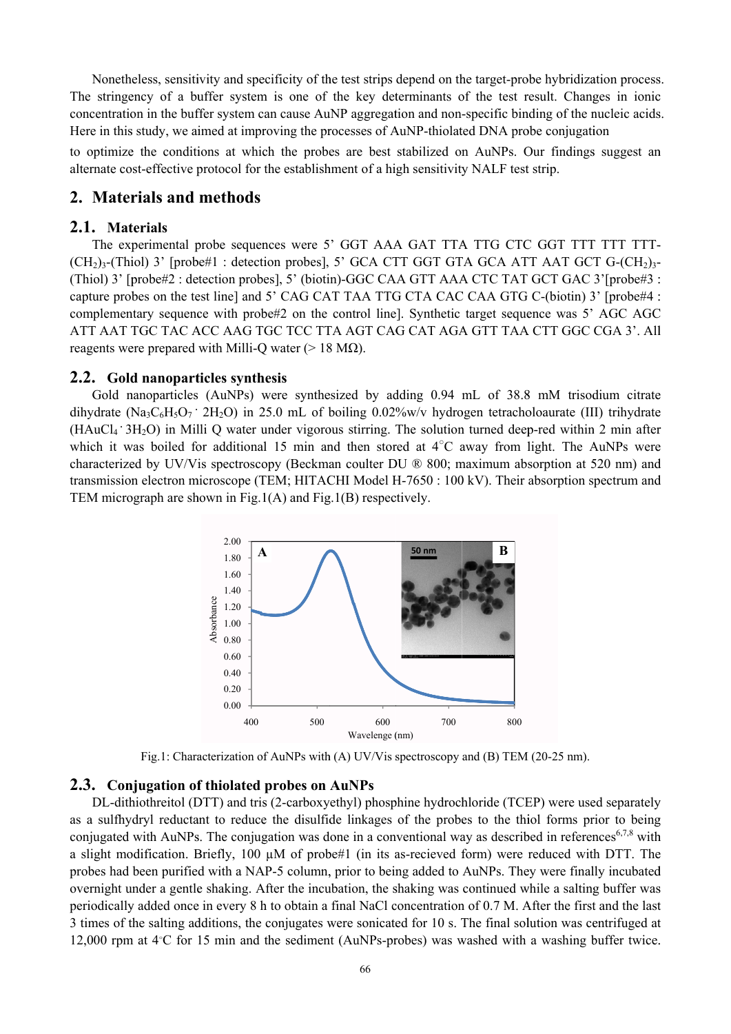Nonetheless, sensitivity and specificity of the test strips depend on the target-probe hybridization process. The stringency of a buffer system is one of the key determinants of the test result. Changes in ionic concentration in the buffer system can cause AuNP aggregation and non-specific binding of the nucleic acids. Here in this study, we aimed at improving the processes of AuNP-thiolated DNA probe conjugation to optimize the conditions at which the probes are best stabilized on AuNPs. Our findings suggest an alternate cost-effective protocol for the establishment of a high sensitivity NALF test strip.

## 2. Materials and methods

### 2.1. Materials

The experimental probe sequences were 5' GGT AAA GAT TTA TTG CTC GGT TTT TTT TTT-$(CH_2)_3$-(Thiol) 3' [probe#1 : detection probes], 5' GCA CTT GGT GTA GCA ATT AAT GCT G-$(CH_2)_3$-(Thiol) 3' [probe#2 : detection probes], 5' (biotin)-GGC CAA GTT AAA CTC TAT GCT GAC 3'[probe#3 : capture probes on the test line] and 5' CAG CAT TAA TTG CTA CAC CAA GTG C-(biotin) 3' [probe#4 : complementary sequence with probe#2 on the control line]. Synthetic target sequence was 5' AGC AGC ATT AAT TGC TAC ACC AAG TGC TCC TTA AGT CAG CAT AGA GTT TAA CTT GGC CGA 3'. All reagents were prepared with Milli-Q water (> 18 MΩ).

### 2.2. Gold nanoparticles synthesis

Gold nanoparticles (AuNPs) were synthesized by adding 0.94 mL of 38.8 mM trisodium citrate dihydrate ($Na_3C_6H_5O_7 \cdot 2H_2O$) in 25.0 mL of boiling 0.02%w/v hydrogen tetracholoaurate (III) trihydrate ($HAuCl_4 \cdot 3H_2O$) in Milli Q water under vigorous stirring. The solution turned deep-red within 2 min after which it was boiled for additional 15 min and then stored at 4°C away from light. The AuNPs were characterized by UV/Vis spectroscopy (Beckman coulter DU ® 800; maximum absorption at 520 nm) and transmission electron microscope (TEM; HITACHI Model H-7650 : 100 kV). Their absorption spectrum and TEM micrograph are shown in Fig.1(A) and Fig.1(B) respectively.

Fig.1: Characterization of AuNPs with (A) UV/Vis spectroscopy and (B) TEM (20-25 nm).

### 2.3. Conjugation of thiolated probes on AuNPs

DL-dithiothreitol (DTT) and tris (2-carboxyethyl) phosphine hydrochloride (TCEP) were used separately as a sulfhydryl reductant to reduce the disulfide linkages of the probes to the thiol forms prior to being conjugated with AuNPs. The conjugation was done in a conventional way as described in references[6,7,8] with a slight modification. Briefly, 100 µM of probe#1 (in its as-recieved form) were reduced with DTT. The probes had been purified with a NAP-5 column, prior to being added to AuNPs. They were finally incubated overnight under a gentle shaking. After the incubation, the shaking was continued while a salting buffer was periodically added once in every 8 h to obtain a final NaCl concentration of 0.7 M. After the first and the last 3 times of the salting additions, the conjugates were sonicated for 10 s. The final solution was centrifuged at 12,000 rpm at 4°C for 15 min and the sediment (AuNPs-probes) was washed with a washing buffer twice.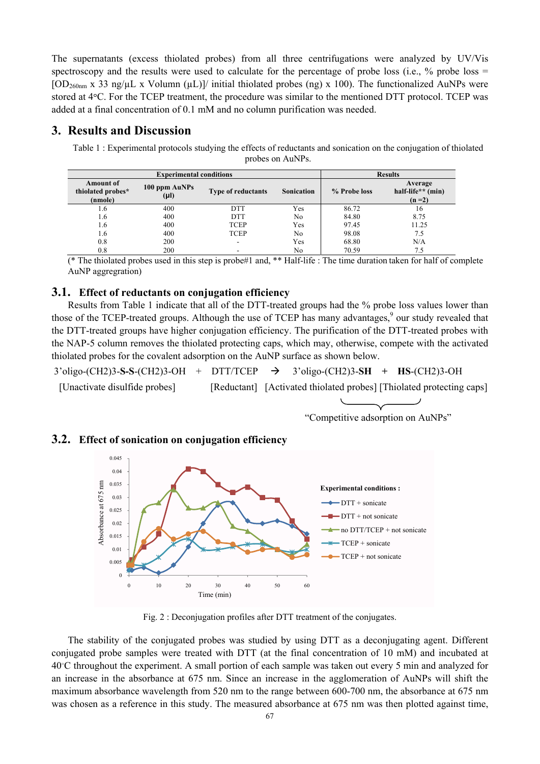The supernatants (excess thiolated probes) from all three centrifugations were analyzed by UV/Vis spectroscopy and the results were used to calculate for the percentage of probe loss (i.e., % probe loss = [$OD_{260nm}$ x 33 ng/μL x Volumn (μL)]/ initial thiolated probes (ng) x 100). The functionalized AuNPs were stored at 4°C. For the TCEP treatment, the procedure was similar to the mentioned DTT protocol. TCEP was added at a final concentration of 0.1 mM and no column purification was needed.

## 3. Results and Discussion

Table 1 : Experimental protocols studying the effects of reductants and sonication on the conjugation of thiolated probes on AuNPs.

| Experimental conditions | | | | Results | |
|---|---|---|---|---|---|
| Amount of thiolated probes* (nmole) | 100 ppm AuNPs (μl) | Type of reductants | Sonication | % Probe loss | Average half-life** (min) (n =2) |
| 1.6 | 400 | DTT | Yes | 86.72 | 16 |
| 1.6 | 400 | DTT | No | 84.80 | 8.75 |
| 1.6 | 400 | TCEP | Yes | 97.45 | 11.25 |
| 1.6 | 400 | TCEP | No | 98.08 | 7.5 |
| 0.8 | 200 | - | Yes | 68.80 | N/A |
| 0.8 | 200 | - | No | 70.59 | 7.5 |

(* The thiolated probes used in this step is probe#1 and, ** Half-life : The time duration taken for half of complete AuNP aggregration)

### 3.1. Effect of reductants on conjugation efficiency

Results from Table 1 indicate that all of the DTT-treated groups had the % probe loss values lower than those of the TCEP-treated groups. Although the use of TCEP has many advantages,[9] our study revealed that the DTT-treated groups have higher conjugation efficiency. The purification of the DTT-treated probes with the NAP-5 column removes the thiolated protecting caps, which may, otherwise, compete with the activated thiolated probes for the covalent adsorption on the AuNP surface as shown below.

3'oligo-(CH2)3-**S-S**-(CH2)3-OH + DTT/TCEP → 3'oligo-(CH2)3-**SH** + **HS**-(CH2)3-OH

[Unactivate disulfide probes] [Reductant] [Activated thiolated probes] [Thiolated protecting caps]

"Competitive adsorption on AuNPs"

### 3.2. Effect of sonication on conjugation efficiency

Fig. 2 : Deconjugation profiles after DTT treatment of the conjugates.

The stability of the conjugated probes was studied by using DTT as a deconjugating agent. Different conjugated probe samples were treated with DTT (at the final concentration of 10 mM) and incubated at 40°C throughout the experiment. A small portion of each sample was taken out every 5 min and analyzed for an increase in the absorbance at 675 nm. Since an increase in the agglomeration of AuNPs will shift the maximum absorbance wavelength from 520 nm to the range between 600-700 nm, the absorbance at 675 nm was chosen as a reference in this study. The measured absorbance at 675 nm was then plotted against time,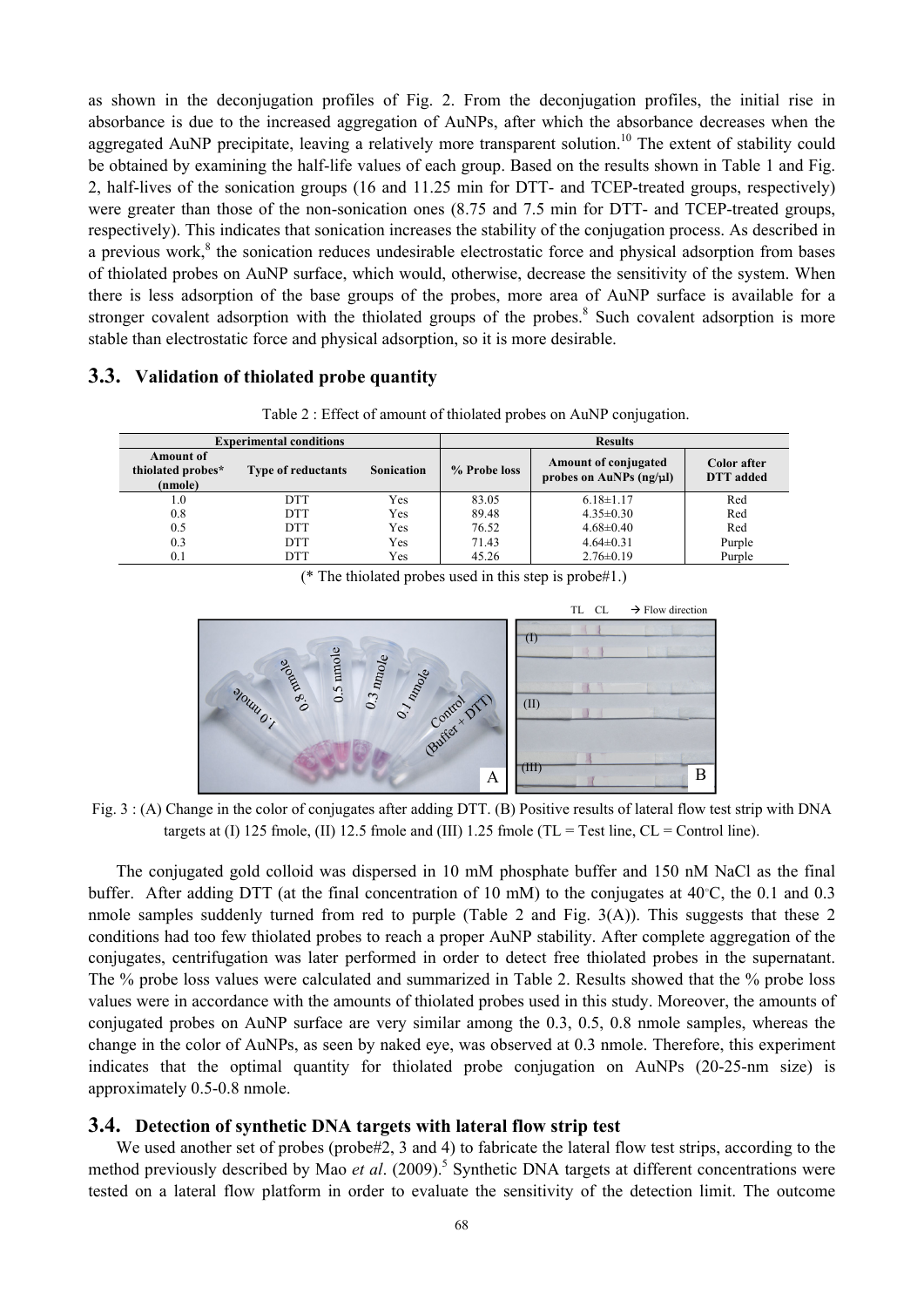as shown in the deconjugation profiles of Fig. 2. From the deconjugation profiles, the initial rise in absorbance is due to the increased aggregation of AuNPs, after which the absorbance decreases when the aggregated AuNP precipitate, leaving a relatively more transparent solution.[10] The extent of stability could be obtained by examining the half-life values of each group. Based on the results shown in Table 1 and Fig. 2, half-lives of the sonication groups (16 and 11.25 min for DTT- and TCEP-treated groups, respectively) were greater than those of the non-sonication ones (8.75 and 7.5 min for DTT- and TCEP-treated groups, respectively). This indicates that sonication increases the stability of the conjugation process. As described in a previous work,[8] the sonication reduces undesirable electrostatic force and physical adsorption from bases of thiolated probes on AuNP surface, which would, otherwise, decrease the sensitivity of the system. When there is less adsorption of the base groups of the probes, more area of AuNP surface is available for a stronger covalent adsorption with the thiolated groups of the probes.[8] Such covalent adsorption is more stable than electrostatic force and physical adsorption, so it is more desirable.

## 3.3. Validation of thiolated probe quantity

Table 2 : Effect of amount of thiolated probes on AuNP conjugation.

| Experimental conditions | | | Results | | |
|---|---|---|---|---|---|
| Amount of thiolated probes* (nmole) | Type of reductants | Sonication | % Probe loss | Amount of conjugated probes on AuNPs (ng/µl) | Color after DTT added |
| 1.0 | DTT | Yes | 83.05 | 6.18±1.17 | Red |
| 0.8 | DTT | Yes | 89.48 | 4.35±0.30 | Red |
| 0.5 | DTT | Yes | 76.52 | 4.68±0.40 | Red |
| 0.3 | DTT | Yes | 71.43 | 4.64±0.31 | Purple |
| 0.1 | DTT | Yes | 45.26 | 2.76±0.19 | Purple |

(* The thiolated probes used in this step is probe#1.)

Fig. 3 : (A) Change in the color of conjugates after adding DTT. (B) Positive results of lateral flow test strip with DNA targets at (I) 125 fmole, (II) 12.5 fmole and (III) 1.25 fmole (TL = Test line, CL = Control line).

The conjugated gold colloid was dispersed in 10 mM phosphate buffer and 150 nM NaCl as the final buffer. After adding DTT (at the final concentration of 10 mM) to the conjugates at 40°C, the 0.1 and 0.3 nmole samples suddenly turned from red to purple (Table 2 and Fig. 3(A)). This suggests that these 2 conditions had too few thiolated probes to reach a proper AuNP stability. After complete aggregation of the conjugates, centrifugation was later performed in order to detect free thiolated probes in the supernatant. The % probe loss values were calculated and summarized in Table 2. Results showed that the % probe loss values were in accordance with the amounts of thiolated probes used in this study. Moreover, the amounts of conjugated probes on AuNP surface are very similar among the 0.3, 0.5, 0.8 nmole samples, whereas the change in the color of AuNPs, as seen by naked eye, was observed at 0.3 nmole. Therefore, this experiment indicates that the optimal quantity for thiolated probe conjugation on AuNPs (20-25-nm size) is approximately 0.5-0.8 nmole.

## 3.4. Detection of synthetic DNA targets with lateral flow strip test

We used another set of probes (probe#2, 3 and 4) to fabricate the lateral flow test strips, according to the method previously described by Mao *et al*. (2009).[5] Synthetic DNA targets at different concentrations were tested on a lateral flow platform in order to evaluate the sensitivity of the detection limit. The outcome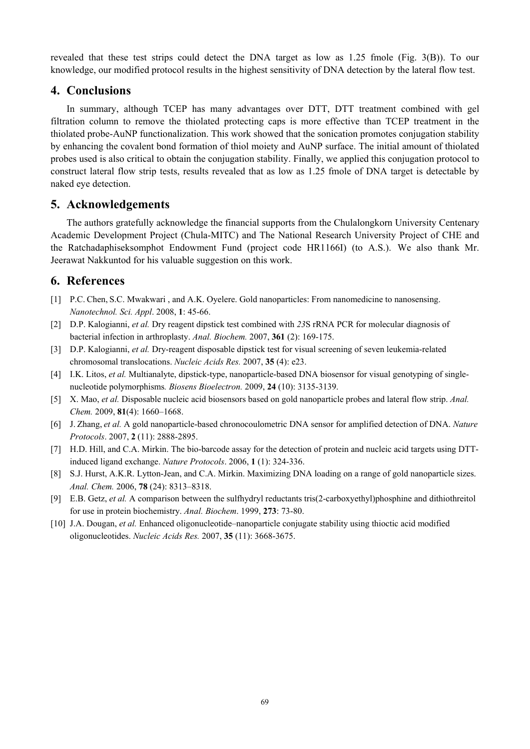revealed that these test strips could detect the DNA target as low as 1.25 fmole (Fig. 3(B)). To our knowledge, our modified protocol results in the highest sensitivity of DNA detection by the lateral flow test.

## 4. Conclusions

In summary, although TCEP has many advantages over DTT, DTT treatment combined with gel filtration column to remove the thiolated protecting caps is more effective than TCEP treatment in the thiolated probe-AuNP functionalization. This work showed that the sonication promotes conjugation stability by enhancing the covalent bond formation of thiol moiety and AuNP surface. The initial amount of thiolated probes used is also critical to obtain the conjugation stability. Finally, we applied this conjugation protocol to construct lateral flow strip tests, results revealed that as low as 1.25 fmole of DNA target is detectable by naked eye detection.

## 5. Acknowledgements

The authors gratefully acknowledge the financial supports from the Chulalongkorn University Centenary Academic Development Project (Chula-MITC) and The National Research University Project of CHE and the Ratchadaphiseksomphot Endowment Fund (project code HR1166I) (to A.S.). We also thank Mr. Jeerawat Nakkuntod for his valuable suggestion on this work.

## 6. References

[1] P.C. Chen, S.C. Mwakwari , and A.K. Oyelere. Gold nanoparticles: From nanomedicine to nanosensing. *Nanotechnol. Sci. Appl*. 2008, **1**: 45-66.

[2] D.P. Kalogianni, *et al.* Dry reagent dipstick test combined with *23*S rRNA PCR for molecular diagnosis of bacterial infection in arthroplasty. *Anal. Biochem.* 2007, **361** (2): 169-175.

[3] D.P. Kalogianni, *et al.* Dry-reagent disposable dipstick test for visual screening of seven leukemia-related chromosomal translocations. *Nucleic Acids Res.* 2007, **35** (4): e23.

[4] I.K. Litos, *et al.* Multianalyte, dipstick-type, nanoparticle-based DNA biosensor for visual genotyping of single-nucleotide polymorphisms*. Biosens Bioelectron.* 2009, **24** (10): 3135-3139.

[5] X. Mao, *et al.* Disposable nucleic acid biosensors based on gold nanoparticle probes and lateral flow strip. *Anal. Chem.* 2009, **81**(4): 1660–1668.

[6] J. Zhang, *et al.* A gold nanoparticle-based chronocoulometric DNA sensor for amplified detection of DNA. *Nature Protocols*. 2007, **2** (11): 2888-2895.

[7] H.D. Hill, and C.A. Mirkin. The bio-barcode assay for the detection of protein and nucleic acid targets using DTT-induced ligand exchange. *Nature Protocols*. 2006, **1** (1): 324-336.

[8] S.J. Hurst, A.K.R. Lytton-Jean, and C.A. Mirkin. Maximizing DNA loading on a range of gold nanoparticle sizes. *Anal. Chem.* 2006, **78** (24): 8313–8318.

[9] E.B. Getz, *et al.* A comparison between the sulfhydryl reductants tris(2-carboxyethyl)phosphine and dithiothreitol for use in protein biochemistry. *Anal. Biochem*. 1999, **273**: 73-80.

[10] J.A. Dougan, *et al.* Enhanced oligonucleotide–nanoparticle conjugate stability using thioctic acid modified oligonucleotides. *Nucleic Acids Res.* 2007, **35** (11): 3668-3675.